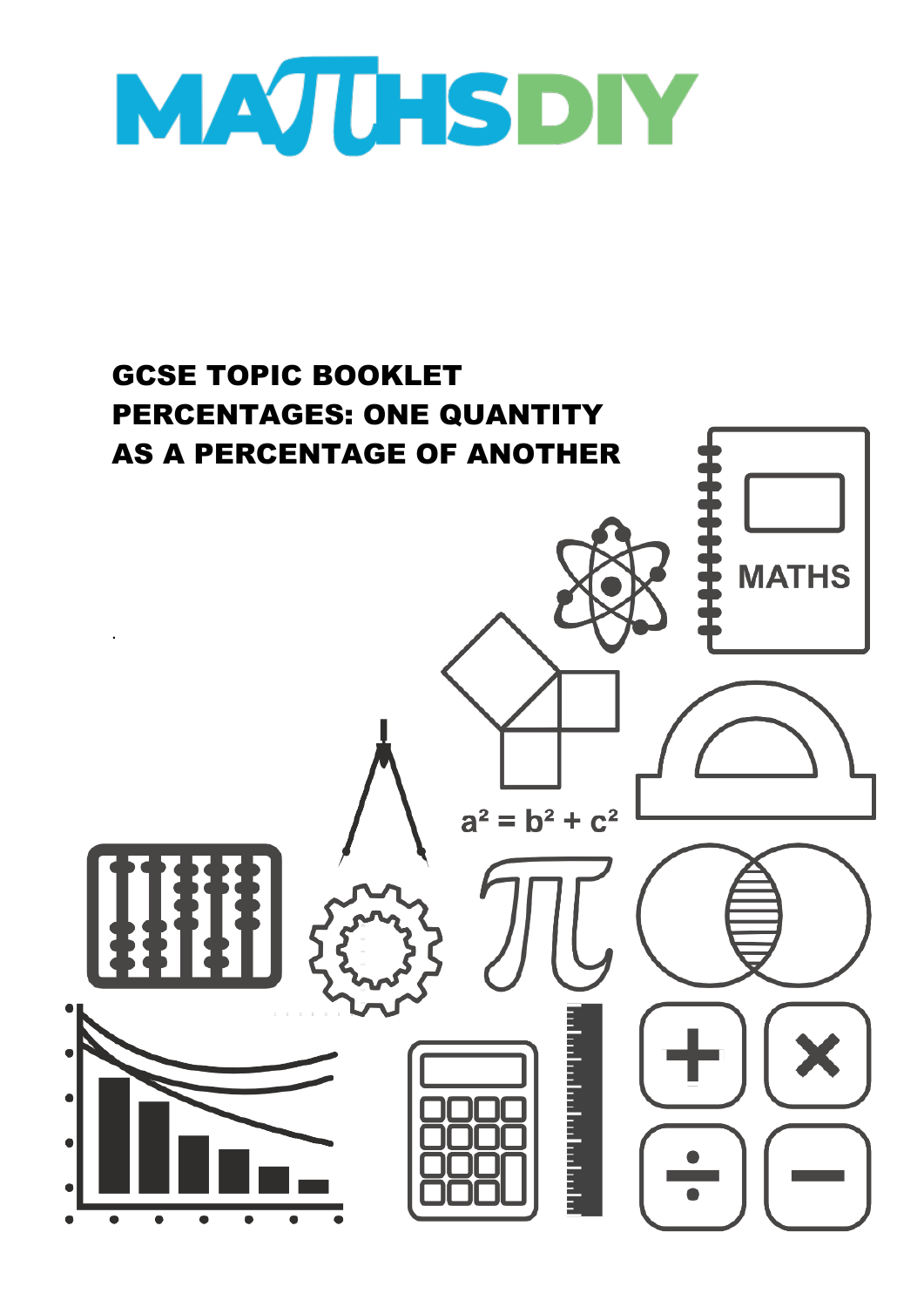# MATHSDIY

## GCSE TOPIC BOOKLET
## PERCENTAGES: ONE QUANTITY AS A PERCENTAGE OF ANOTHER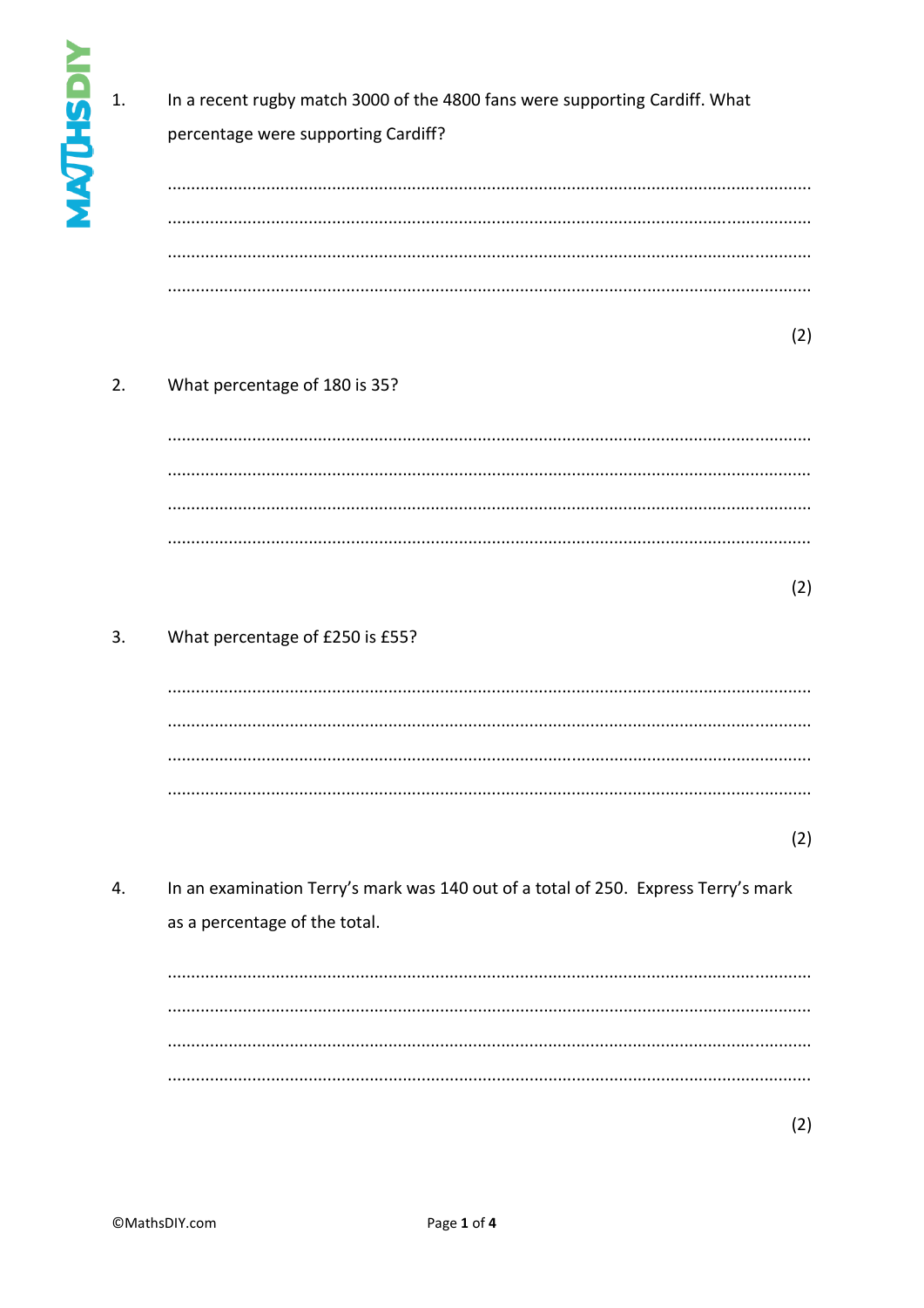1. In a recent rugby match 3000 of the 4800 fans were supporting Cardiff. What percentage were supporting Cardiff?

.......................................................................................................................................

.......................................................................................................................................

.......................................................................................................................................

.......................................................................................................................................

(2)

2. What percentage of 180 is 35?

.......................................................................................................................................

.......................................................................................................................................

.......................................................................................................................................

.......................................................................................................................................

(2)

3. What percentage of £250 is £55?

.......................................................................................................................................

.......................................................................................................................................

.......................................................................................................................................

.......................................................................................................................................

(2)

4. In an examination Terry's mark was 140 out of a total of 250. Express Terry's mark as a percentage of the total.

.......................................................................................................................................

.......................................................................................................................................

.......................................................................................................................................

.......................................................................................................................................

(2)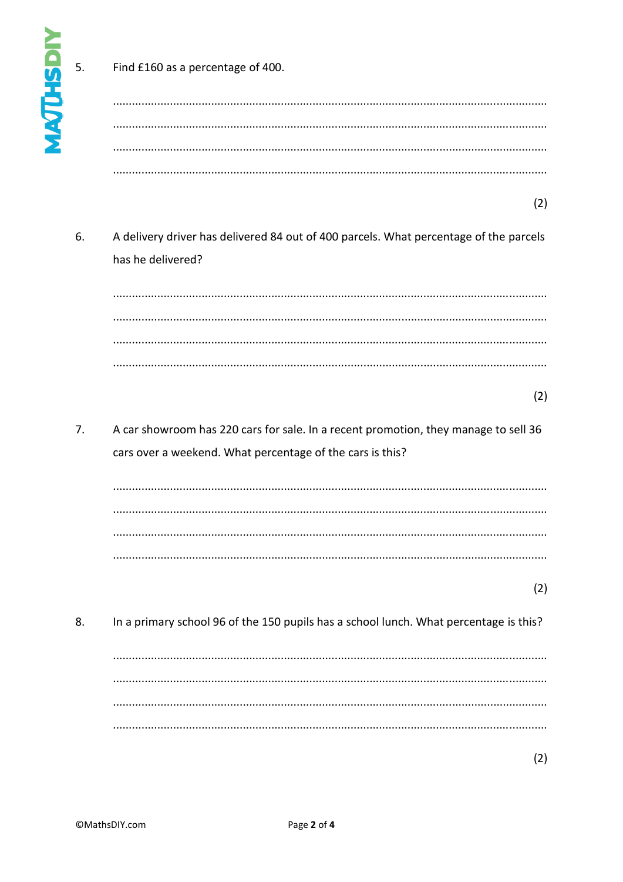5. Find £160 as a percentage of 400.

........................................................................................................................................

........................................................................................................................................

........................................................................................................................................

........................................................................................................................................

(2)

6. A delivery driver has delivered 84 out of 400 parcels. What percentage of the parcels has he delivered?

........................................................................................................................................

........................................................................................................................................

........................................................................................................................................

........................................................................................................................................

(2)

7. A car showroom has 220 cars for sale. In a recent promotion, they manage to sell 36 cars over a weekend. What percentage of the cars is this?

........................................................................................................................................

........................................................................................................................................

........................................................................................................................................

........................................................................................................................................

(2)

8. In a primary school 96 of the 150 pupils has a school lunch. What percentage is this?

........................................................................................................................................

........................................................................................................................................

........................................................................................................................................

........................................................................................................................................

(2)

©MathsDIY.com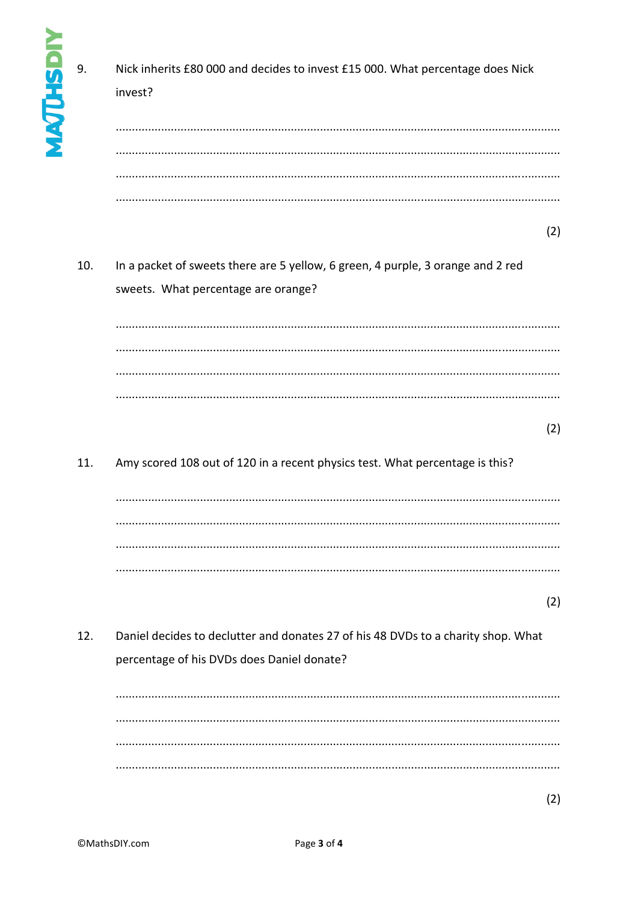9. Nick inherits £80 000 and decides to invest £15 000. What percentage does Nick invest?

.......................................................................................................................................

.......................................................................................................................................

.......................................................................................................................................

.......................................................................................................................................

(2)

10. In a packet of sweets there are 5 yellow, 6 green, 4 purple, 3 orange and 2 red sweets. What percentage are orange?

.......................................................................................................................................

.......................................................................................................................................

.......................................................................................................................................

.......................................................................................................................................

(2)

11. Amy scored 108 out of 120 in a recent physics test. What percentage is this?

.......................................................................................................................................

.......................................................................................................................................

.......................................................................................................................................

.......................................................................................................................................

(2)

12. Daniel decides to declutter and donates 27 of his 48 DVDs to a charity shop. What percentage of his DVDs does Daniel donate?

.......................................................................................................................................

.......................................................................................................................................

.......................................................................................................................................

.......................................................................................................................................

(2)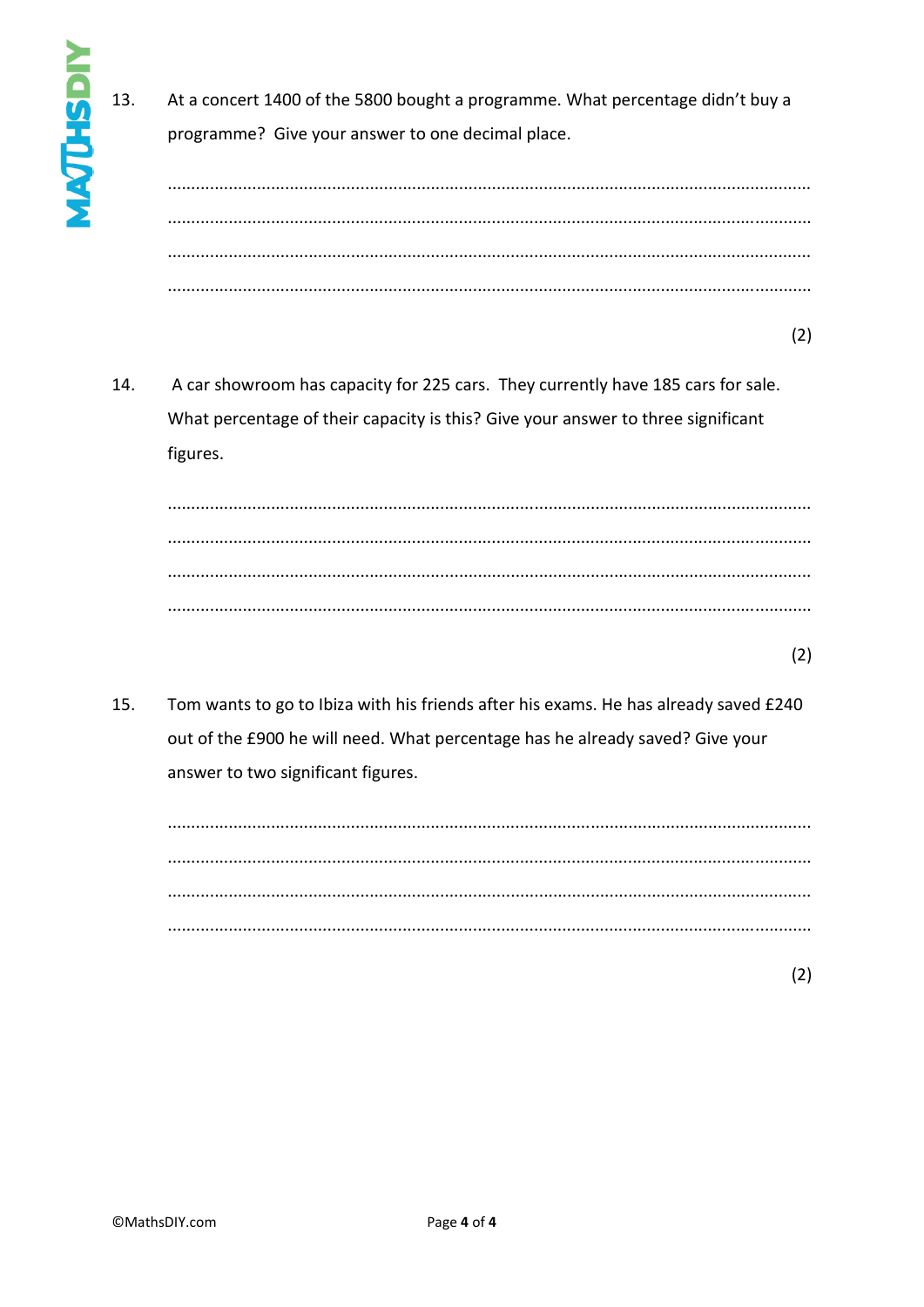13. At a concert 1400 of the 5800 bought a programme. What percentage didn't buy a programme? Give your answer to one decimal place.

....................................................................................................................................

....................................................................................................................................

....................................................................................................................................

....................................................................................................................................

(2)

14. A car showroom has capacity for 225 cars. They currently have 185 cars for sale. What percentage of their capacity is this? Give your answer to three significant figures.

....................................................................................................................................

....................................................................................................................................

....................................................................................................................................

....................................................................................................................................

(2)

15. Tom wants to go to Ibiza with his friends after his exams. He has already saved £240 out of the £900 he will need. What percentage has he already saved? Give your answer to two significant figures.

....................................................................................................................................

....................................................................................................................................

....................................................................................................................................

....................................................................................................................................

(2)

©MathsDIY.com